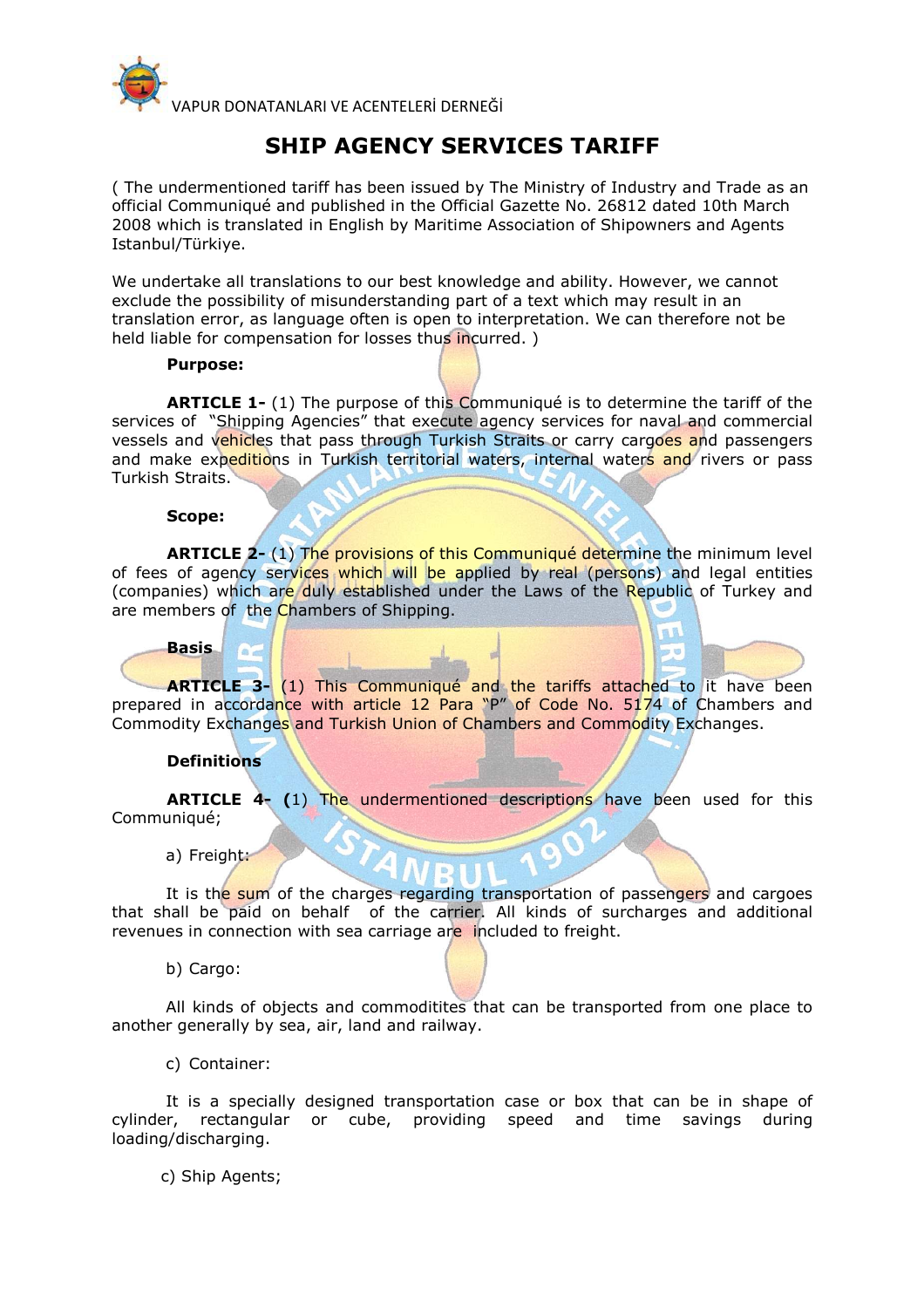VAPUR DONATANLARI VE ACENTELERİ DERNEĞİ

# SHIP AGENCY SERVICES TARIFF

( The undermentioned tariff has been issued by The Ministry of Industry and Trade as an official Communiqué and published in the Official Gazette No. 26812 dated 10th March 2008 which is translated in English by Maritime Association of Shipowners and Agents Istanbul/Türkiye.

We undertake all translations to our best knowledge and ability. However, we cannot exclude the possibility of misunderstanding part of a text which may result in an translation error, as language often is open to interpretation. We can therefore not be held liable for compensation for losses thus incurred. )

**Purpose:**

**ARTICLE 1-** (1) The purpose of this Communiqué is to determine the tariff of the services of "Shipping Agencies" that execute agency services for naval and commercial vessels and vehicles that pass through Turkish Straits or carry cargoes and passengers and make expeditions in Turkish territorial waters, internal waters and rivers or pass Turkish Straits.

**Scope:**

**ARTICLE 2-** (1) The provisions of this Communiqué determine the minimum level of fees of agency services which will be applied by real (persons) and legal entities (companies) which are duly established under the Laws of the Republic of Turkey and are members of the Chambers of Shipping.

**Basis**

**ARTICLE 3-** (1) This Communiqué and the tariffs attached to it have been prepared in accordance with article 12 Para "P" of Code No. 5174 of Chambers and Commodity Exchanges and Turkish Union of Chambers and Commodity Exchanges.

**Definitions**

**ARTICLE 4- (**1) The undermentioned descriptions have been used for this Communiqué;

a) Freight:

It is the sum of the charges regarding transportation of passengers and cargoes that shall be paid on behalf of the carrier. All kinds of surcharges and additional revenues in connection with sea carriage are included to freight.

b) Cargo:

All kinds of objects and commoditites that can be transported from one place to another generally by sea, air, land and railway.

c) Container:

It is a specially designed transportation case or box that can be in shape of cylinder, rectangular or cube, providing speed and time savings during loading/discharging.

c) Ship Agents;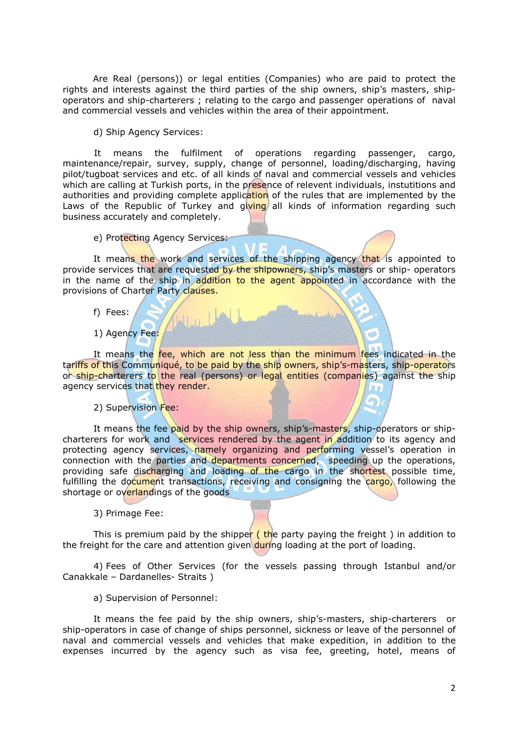Are Real (persons)) or legal entities (Companies) who are paid to protect the rights and interests against the third parties of the ship owners, ship's masters, ship-operators and ship-charterers ; relating to the cargo and passenger operations of naval and commercial vessels and vehicles within the area of their appointment.

d) Ship Agency Services:

It means the fulfilment of operations regarding passenger, cargo, maintenance/repair, survey, supply, change of personnel, loading/discharging, having pilot/tugboat services and etc. of all kinds of naval and commercial vessels and vehicles which are calling at Turkish ports, in the presence of relevent individuals, instutitions and authorities and providing complete application of the rules that are implemented by the Laws of the Republic of Turkey and giving all kinds of information regarding such business accurately and completely.

e) Protecting Agency Services:

It means the work and services of the shipping agency that is appointed to provide services that are requested by the shipowners, ship's masters or ship- operators in the name of the ship in addition to the agent appointed in accordance with the provisions of Charter Party clauses.

f) Fees:

1) Agency Fee:

It means the fee, which are not less than the minimum fees indicated in the tariffs of this Communiqué, to be paid by the ship owners, ship's-masters, ship-operators or ship-charterers to the real (persons) or legal entities (companies) against the ship agency services that they render.

2) Supervision Fee:

It means the fee paid by the ship owners, ship's-masters, ship-operators or ship-charterers for work and services rendered by the agent in addition to its agency and protecting agency services, namely organizing and performing vessel's operation in connection with the parties and departments concerned, speeding up the operations, providing safe discharging and loading of the cargo in the shortest possible time, fulfilling the document transactions, receiving and consigning the cargo, following the shortage or overlandings of the goods

3) Primage Fee:

This is premium paid by the shipper ( the party paying the freight ) in addition to the freight for the care and attention given during loading at the port of loading.

4) Fees of Other Services (for the vessels passing through Istanbul and/or Canakkale – Dardanelles- Straits )

a) Supervision of Personnel:

It means the fee paid by the ship owners, ship's-masters, ship-charterers or ship-operators in case of change of ships personnel, sickness or leave of the personnel of naval and commercial vessels and vehicles that make expedition, in addition to the expenses incurred by the agency such as visa fee, greeting, hotel, means of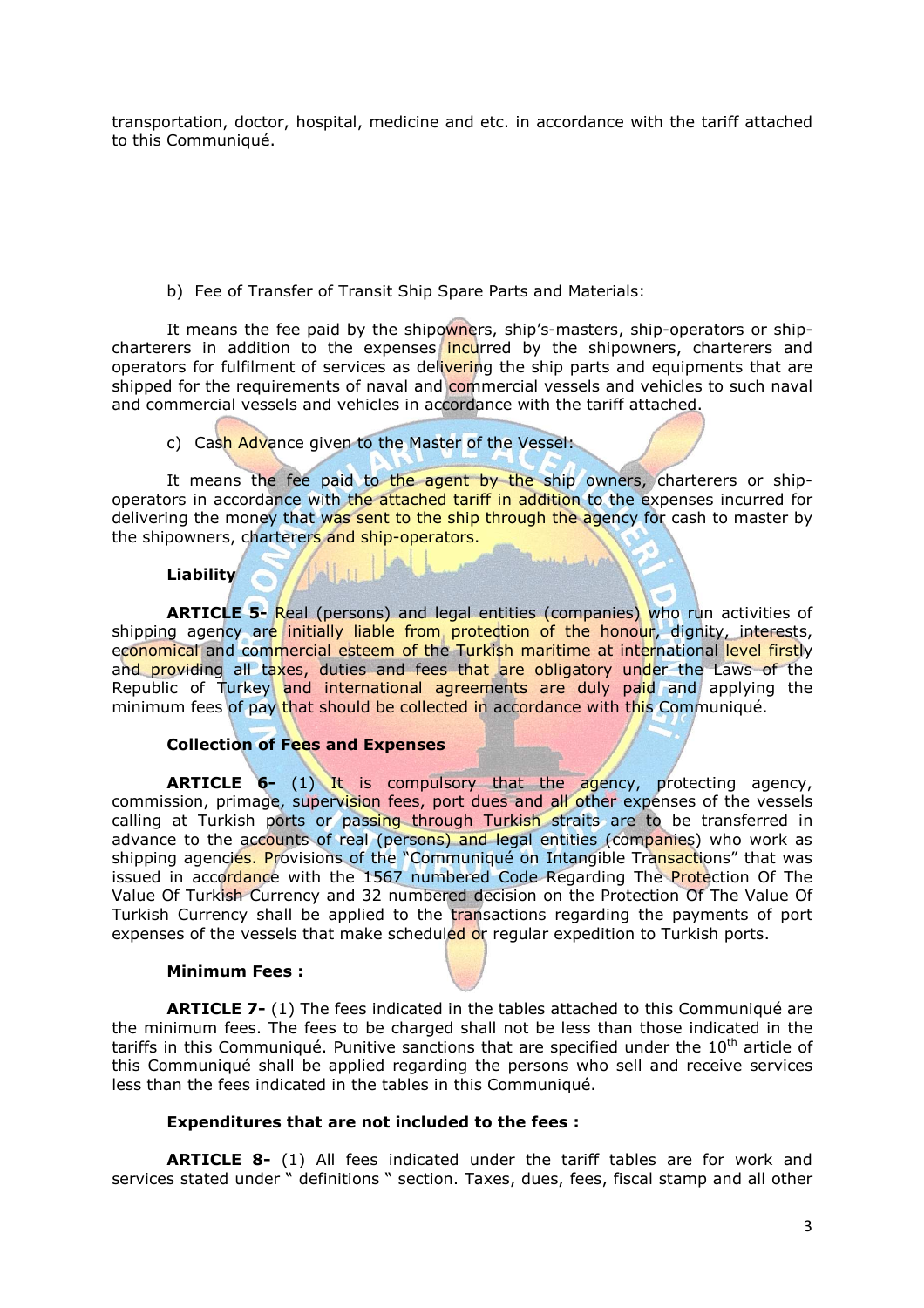transportation, doctor, hospital, medicine and etc. in accordance with the tariff attached to this Communiqué.

b) Fee of Transfer of Transit Ship Spare Parts and Materials:

It means the fee paid by the shipowners, ship's-masters, ship-operators or ship-charterers in addition to the expenses incurred by the shipowners, charterers and operators for fulfilment of services as delivering the ship parts and equipments that are shipped for the requirements of naval and commercial vessels and vehicles to such naval and commercial vessels and vehicles in accordance with the tariff attached.

c) Cash Advance given to the Master of the Vessel:

It means the fee paid to the agent by the ship owners, charterers or ship-operators in accordance with the attached tariff in addition to the expenses incurred for delivering the money that was sent to the ship through the agency for cash to master by the shipowners, charterers and ship-operators.

**Liability**

**ARTICLE 5-** Real (persons) and legal entities (companies) who run activities of shipping agency are initially liable from protection of the honour, dignity, interests, economical and commercial esteem of the Turkish maritime at international level firstly and providing all taxes, duties and fees that are obligatory under the Laws of the Republic of Turkey and international agreements are duly paid and applying the minimum fees of pay that should be collected in accordance with this Communiqué.

**Collection of Fees and Expenses**

**ARTICLE 6-** (1) It is compulsory that the agency, protecting agency, commission, primage, supervision fees, port dues and all other expenses of the vessels calling at Turkish ports or passing through Turkish straits are to be transferred in advance to the accounts of real (persons) and legal entities (companies) who work as shipping agencies. Provisions of the "Communiqué on Intangible Transactions" that was issued in accordance with the 1567 numbered Code Regarding The Protection Of The Value Of Turkish Currency and 32 numbered decision on the Protection Of The Value Of Turkish Currency shall be applied to the transactions regarding the payments of port expenses of the vessels that make scheduled or regular expedition to Turkish ports.

**Minimum Fees :**

**ARTICLE 7-** (1) The fees indicated in the tables attached to this Communiqué are the minimum fees. The fees to be charged shall not be less than those indicated in the tariffs in this Communiqué. Punitive sanctions that are specified under the 10th article of this Communiqué shall be applied regarding the persons who sell and receive services less than the fees indicated in the tables in this Communiqué.

**Expenditures that are not included to the fees :**

**ARTICLE 8-** (1) All fees indicated under the tariff tables are for work and services stated under " definitions " section. Taxes, dues, fees, fiscal stamp and all other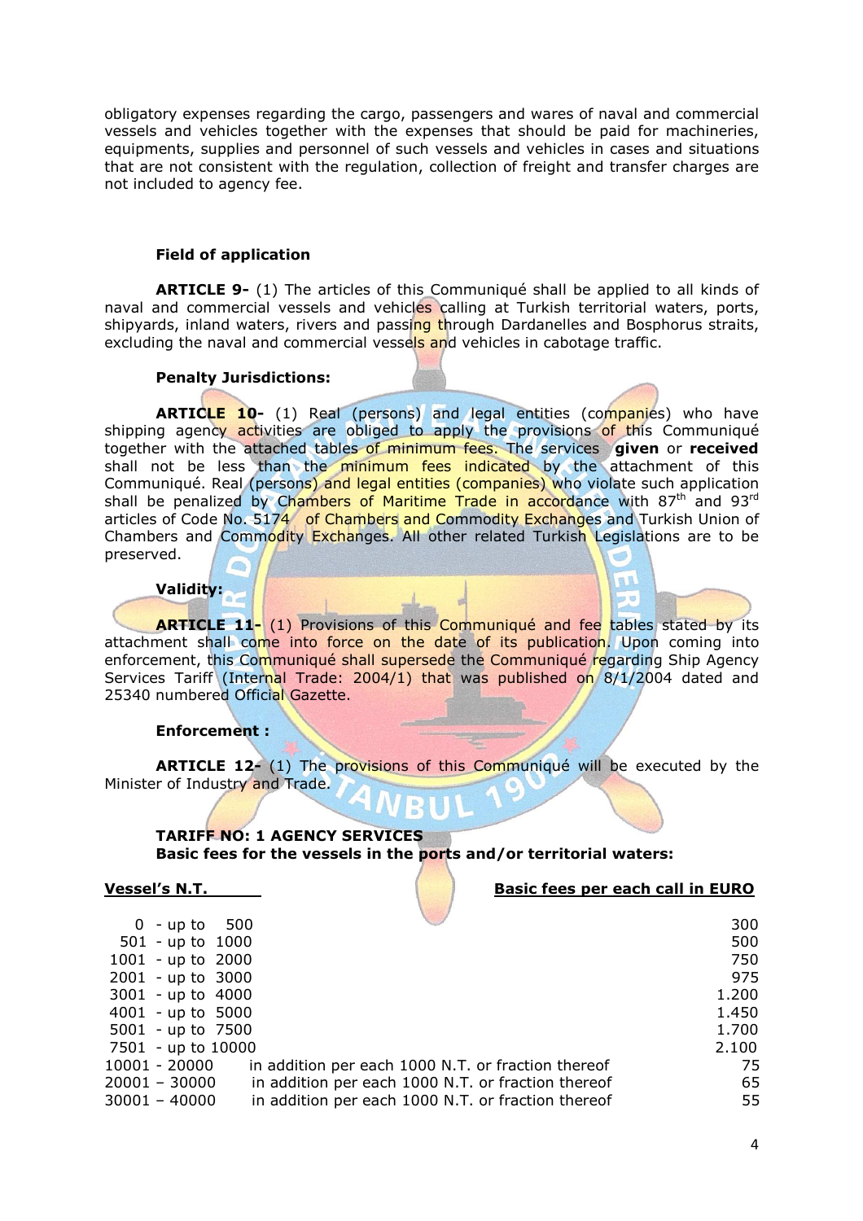obligatory expenses regarding the cargo, passengers and wares of naval and commercial vessels and vehicles together with the expenses that should be paid for machineries, equipments, supplies and personnel of such vessels and vehicles in cases and situations that are not consistent with the regulation, collection of freight and transfer charges are not included to agency fee.

**Field of application**

**ARTICLE 9-** (1) The articles of this Communiqué shall be applied to all kinds of naval and commercial vessels and vehicles calling at Turkish territorial waters, ports, shipyards, inland waters, rivers and passing through Dardanelles and Bosphorus straits, excluding the naval and commercial vessels and vehicles in cabotage traffic.

**Penalty Jurisdictions:**

**ARTICLE 10-** (1) Real (persons) and legal entities (companies) who have shipping agency activities are obliged to apply the provisions of this Communiqué together with the attached tables of minimum fees. The services **given** or **received** shall not be less than the minimum fees indicated by the attachment of this Communiqué. Real (persons) and legal entities (companies) who violate such application shall be penalized by Chambers of Maritime Trade in accordance with 87th and 93rd articles of Code No. 5174 of Chambers and Commodity Exchanges and Turkish Union of Chambers and Commodity Exchanges. All other related Turkish Legislations are to be preserved.

**Validity:**

**ARTICLE 11-** (1) Provisions of this Communiqué and fee tables stated by its attachment shall come into force on the date of its publication. Upon coming into enforcement, this Communiqué shall supersede the Communiqué regarding Ship Agency Services Tariff (Internal Trade: 2004/1) that was published on 8/1/2004 dated and 25340 numbered Official Gazette.

**Enforcement :**

**ARTICLE 12-** (1) The provisions of this Communiqué will be executed by the Minister of Industry and Trade.

**TARIFF NO: 1 AGENCY SERVICES**
**Basic fees for the vessels in the ports and/or territorial waters:**

| Vessel's N.T. | | Basic fees per each call in EURO |
|---|---|---|
| 0 - up to 500 | | 300 |
| 501 - up to 1000 | | 500 |
| 1001 - up to 2000 | | 750 |
| 2001 - up to 3000 | | 975 |
| 3001 - up to 4000 | | 1.200 |
| 4001 - up to 5000 | | 1.450 |
| 5001 - up to 7500 | | 1.700 |
| 7501 - up to 10000 | | 2.100 |
| 10001 - 20000 | in addition per each 1000 N.T. or fraction thereof | 75 |
| 20001 – 30000 | in addition per each 1000 N.T. or fraction thereof | 65 |
| 30001 – 40000 | in addition per each 1000 N.T. or fraction thereof | 55 |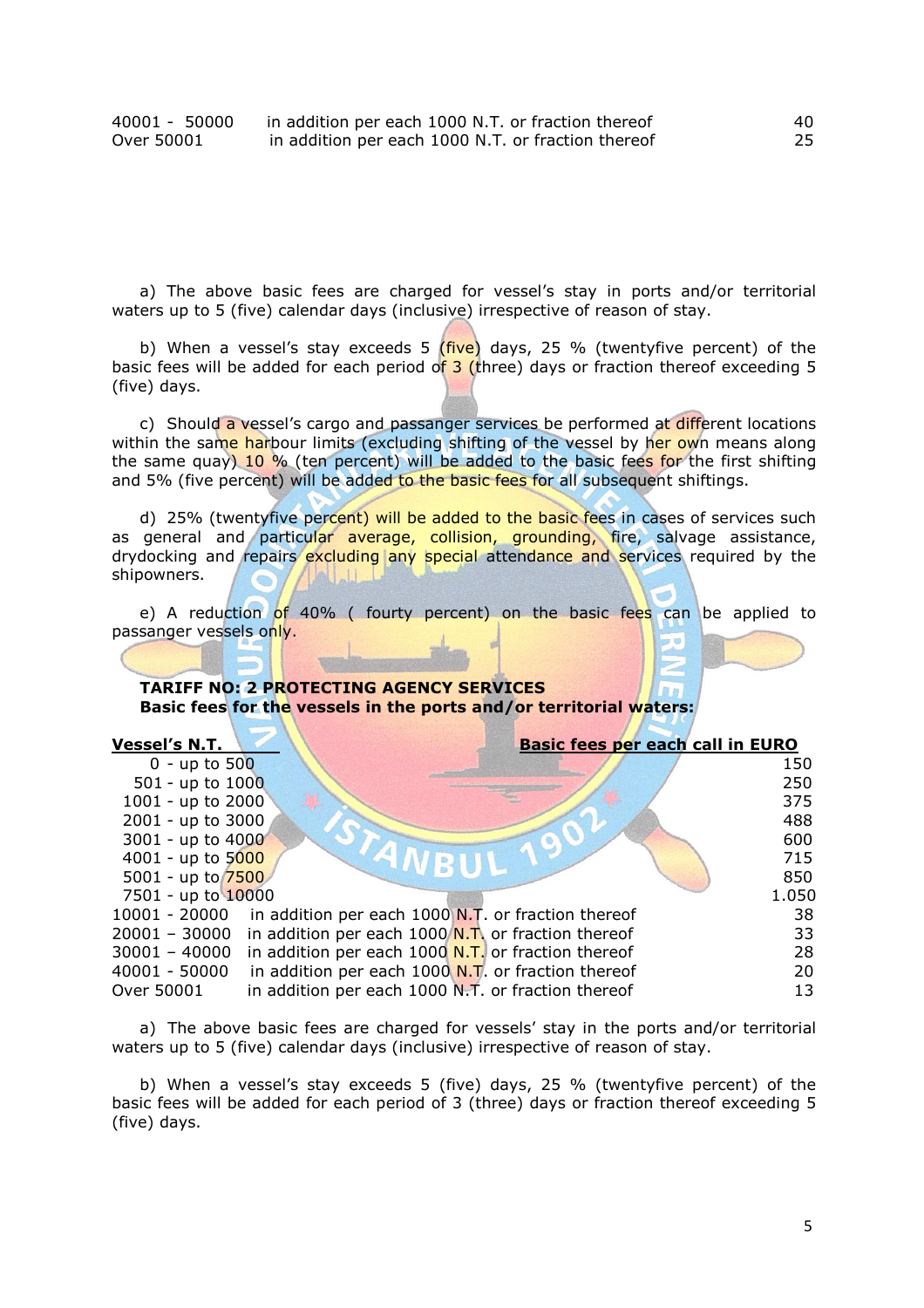| | | |
|---|---|---|
| 40001 - 50000 | in addition per each 1000 N.T. or fraction thereof | 40 |
| Over 50001 | in addition per each 1000 N.T. or fraction thereof | 25 |

a) The above basic fees are charged for vessel's stay in ports and/or territorial waters up to 5 (five) calendar days (inclusive) irrespective of reason of stay.

b) When a vessel's stay exceeds 5 (five) days, 25 % (twentyfive percent) of the basic fees will be added for each period of 3 (three) days or fraction thereof exceeding 5 (five) days.

c) Should a vessel's cargo and passanger services be performed at different locations within the same harbour limits (excluding shifting of the vessel by her own means along the same quay) 10 % (ten percent) will be added to the basic fees for the first shifting and 5% (five percent) will be added to the basic fees for all subsequent shiftings.

d) 25% (twentyfive percent) will be added to the basic fees in cases of services such as general and particular average, collision, grounding, fire, salvage assistance, drydocking and repairs excluding any special attendance and services required by the shipowners.

e) A reduction of 40% ( fourty percent) on the basic fees can be applied to passanger vessels only.

**TARIFF NO: 2 PROTECTING AGENCY SERVICES**
**Basic fees for the vessels in the ports and/or territorial waters:**

| Vessel's N.T. | | Basic fees per each call in EURO |
|---|---|---|
| 0 - up to 500 | | 150 |
| 501 - up to 1000 | | 250 |
| 1001 - up to 2000 | | 375 |
| 2001 - up to 3000 | | 488 |
| 3001 - up to 4000 | | 600 |
| 4001 - up to 5000 | | 715 |
| 5001 - up to 7500 | | 850 |
| 7501 - up to 10000 | | 1.050 |
| 10001 - 20000 | in addition per each 1000 N.T. or fraction thereof | 38 |
| 20001 – 30000 | in addition per each 1000 N.T. or fraction thereof | 33 |
| 30001 – 40000 | in addition per each 1000 N.T. or fraction thereof | 28 |
| 40001 - 50000 | in addition per each 1000 N.T. or fraction thereof | 20 |
| Over 50001 | in addition per each 1000 N.T. or fraction thereof | 13 |

a) The above basic fees are charged for vessels' stay in the ports and/or territorial waters up to 5 (five) calendar days (inclusive) irrespective of reason of stay.

b) When a vessel's stay exceeds 5 (five) days, 25 % (twentyfive percent) of the basic fees will be added for each period of 3 (three) days or fraction thereof exceeding 5 (five) days.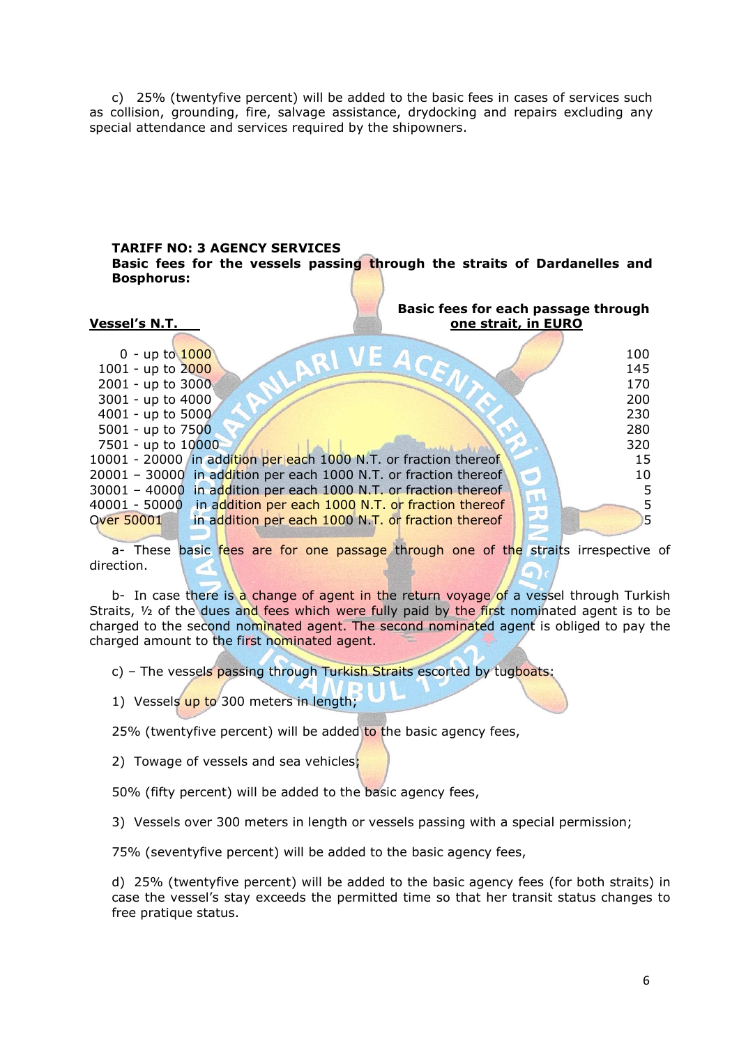c) 25% (twentyfive percent) will be added to the basic fees in cases of services such as collision, grounding, fire, salvage assistance, drydocking and repairs excluding any special attendance and services required by the shipowners.

**TARIFF NO: 3 AGENCY SERVICES**
**Basic fees for the vessels passing through the straits of Dardanelles and Bosphorus:**

| Vessel's N.T. | | Basic fees for each passage through one strait, in EURO |
|---|---|---|
| 0 - up to 1000 | | 100 |
| 1001 - up to 2000 | | 145 |
| 2001 - up to 3000 | | 170 |
| 3001 - up to 4000 | | 200 |
| 4001 - up to 5000 | | 230 |
| 5001 - up to 7500 | | 280 |
| 7501 - up to 10000 | | 320 |
| 10001 - 20000 | in addition per each 1000 N.T. or fraction thereof | 15 |
| 20001 – 30000 | in addition per each 1000 N.T. or fraction thereof | 10 |
| 30001 – 40000 | in addition per each 1000 N.T. or fraction thereof | 5 |
| 40001 - 50000 | in addition per each 1000 N.T. or fraction thereof | 5 |
| Over 50001 | in addition per each 1000 N.T. or fraction thereof | 5 |

a- These basic fees are for one passage through one of the straits irrespective of direction.

b- In case there is a change of agent in the return voyage of a vessel through Turkish Straits, ½ of the dues and fees which were fully paid by the first nominated agent is to be charged to the second nominated agent. The second nominated agent is obliged to pay the charged amount to the first nominated agent.

c) – The vessels passing through Turkish Straits escorted by tugboats:

1) Vessels up to 300 meters in length;

25% (twentyfive percent) will be added to the basic agency fees,

2) Towage of vessels and sea vehicles;

50% (fifty percent) will be added to the basic agency fees,

3) Vessels over 300 meters in length or vessels passing with a special permission;

75% (seventyfive percent) will be added to the basic agency fees,

d) 25% (twentyfive percent) will be added to the basic agency fees (for both straits) in case the vessel's stay exceeds the permitted time so that her transit status changes to free pratique status.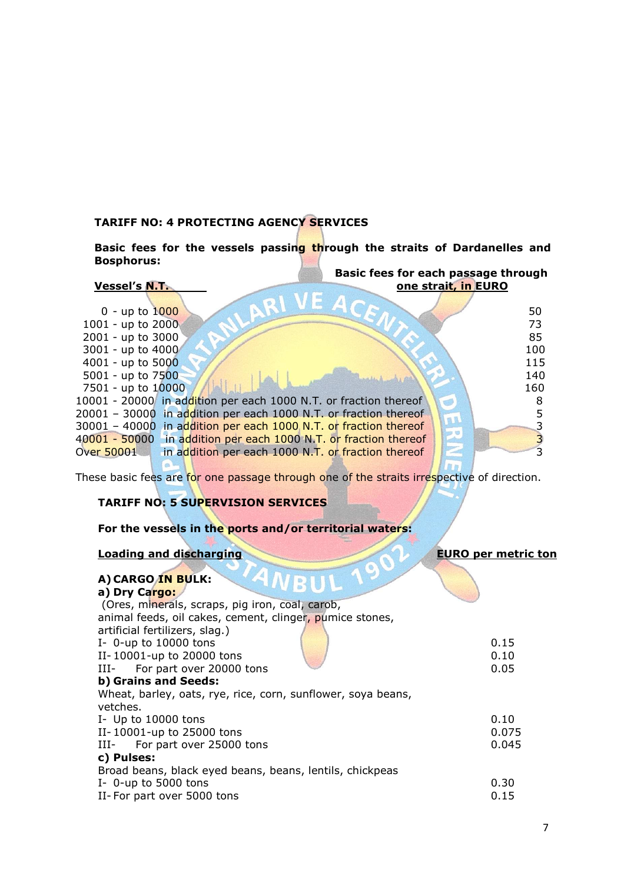**TARIFF NO: 4 PROTECTING AGENCY SERVICES**

**Basic fees for the vessels passing through the straits of Dardanelles and Bosphorus:**

| Vessel's N.T. | | Basic fees for each passage through one strait, in EURO |
|---|---|---|
| 0 - up to 1000 | | 50 |
| 1001 - up to 2000 | | 73 |
| 2001 - up to 3000 | | 85 |
| 3001 - up to 4000 | | 100 |
| 4001 - up to 5000 | | 115 |
| 5001 - up to 7500 | | 140 |
| 7501 - up to 10000 | | 160 |
| 10001 - 20000 | in addition per each 1000 N.T. or fraction thereof | 8 |
| 20001 – 30000 | in addition per each 1000 N.T. or fraction thereof | 5 |
| 30001 – 40000 | in addition per each 1000 N.T. or fraction thereof | 3 |
| 40001 - 50000 | in addition per each 1000 N.T. or fraction thereof | 3 |
| Over 50001 | in addition per each 1000 N.T. or fraction thereof | 3 |

These basic fees are for one passage through one of the straits irrespective of direction.

**TARIFF NO: 5 SUPERVISION SERVICES**

**For the vessels in the ports and/or territorial waters:**

| Loading and discharging | EURO per metric ton |
|---|---|
| **A) CARGO IN BULK:** | |
| **a) Dry Cargo:** | |
| (Ores, minerals, scraps, pig iron, coal, carob, animal feeds, oil cakes, cement, clinger, pumice stones, artificial fertilizers, slag.) | |
| I- 0-up to 10000 tons | 0.15 |
| II- 10001-up to 20000 tons | 0.10 |
| III- For part over 20000 tons | 0.05 |
| **b) Grains and Seeds:** | |
| Wheat, barley, oats, rye, rice, corn, sunflower, soya beans, vetches. | |
| I- Up to 10000 tons | 0.10 |
| II- 10001-up to 25000 tons | 0.075 |
| III- For part over 25000 tons | 0.045 |
| **c) Pulses:** | |
| Broad beans, black eyed beans, beans, lentils, chickpeas | |
| I- 0-up to 5000 tons | 0.30 |
| II- For part over 5000 tons | 0.15 |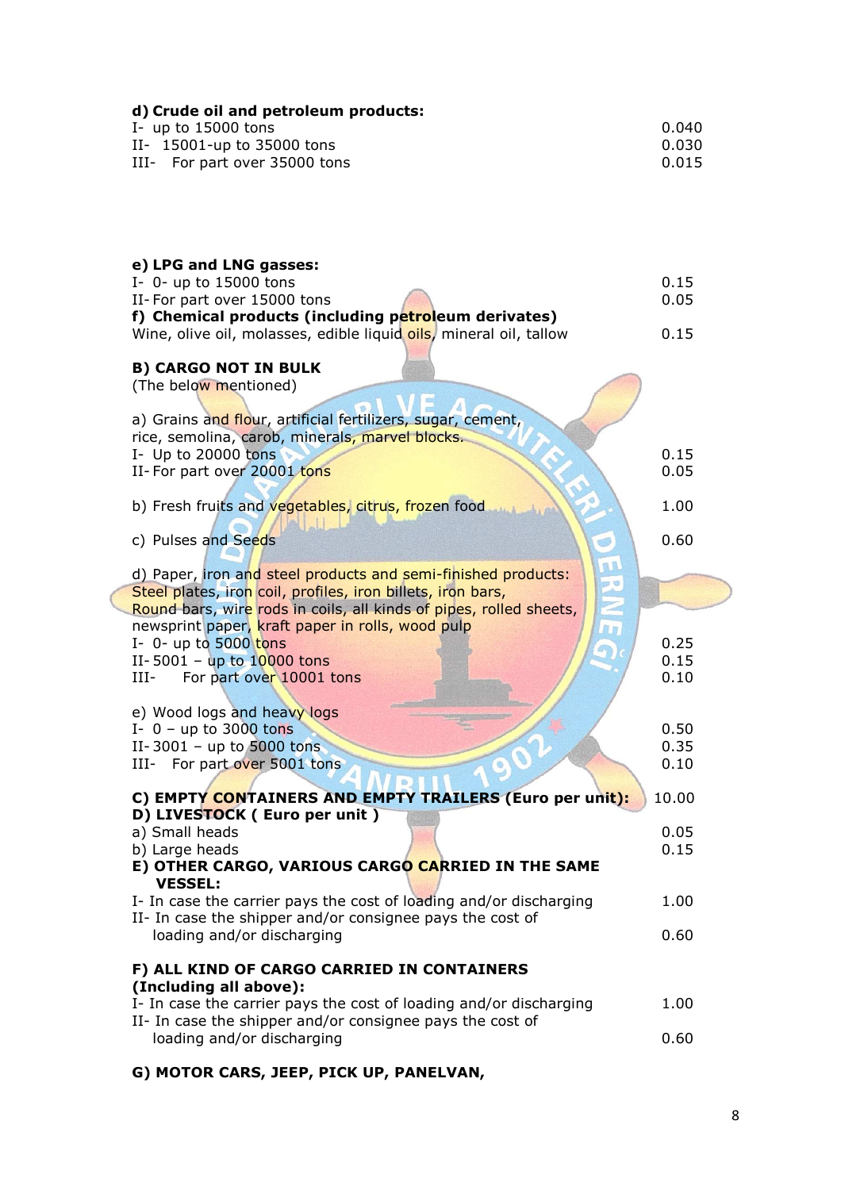**d) Crude oil and petroleum products:**

| | |
|---|---|
| I- up to 15000 tons | 0.040 |
| II- 15001-up to 35000 tons | 0.030 |
| III- For part over 35000 tons | 0.015 |

**e) LPG and LNG gasses:**

| | |
|---|---|
| I- 0- up to 15000 tons | 0.15 |
| II- For part over 15000 tons | 0.05 |

**f) Chemical products (including petroleum derivates)**

| | |
|---|---|
| Wine, olive oil, molasses, edible liquid oils, mineral oil, tallow | 0.15 |

**B) CARGO NOT IN BULK**

(The below mentioned)

a) Grains and flour, artificial fertilizers, sugar, cement, rice, semolina, carob, minerals, marvel blocks.

| | |
|---|---|
| I- Up to 20000 tons | 0.15 |
| II- For part over 20001 tons | 0.05 |

| | |
|---|---|
| b) Fresh fruits and vegetables, citrus, frozen food | 1.00 |
| c) Pulses and Seeds | 0.60 |

d) Paper, iron and steel products and semi-finished products: Steel plates, iron coil, profiles, iron billets, iron bars, Round bars, wire rods in coils, all kinds of pipes, rolled sheets, newsprint paper, kraft paper in rolls, wood pulp

| | |
|---|---|
| I- 0- up to 5000 tons | 0.25 |
| II- 5001 – up to 10000 tons | 0.15 |
| III- For part over 10001 tons | 0.10 |

e) Wood logs and heavy logs

| | |
|---|---|
| I- 0 – up to 3000 tons | 0.50 |
| II- 3001 – up to 5000 tons | 0.35 |
| III- For part over 5001 tons | 0.10 |

| | |
|---|---|
| **C) EMPTY CONTAINERS AND EMPTY TRAILERS (Euro per unit):** | 10.00 |

**D) LIVESTOCK ( Euro per unit )**

| | |
|---|---|
| a) Small heads | 0.05 |
| b) Large heads | 0.15 |

**E) OTHER CARGO, VARIOUS CARGO CARRIED IN THE SAME VESSEL:**

| | |
|---|---|
| I- In case the carrier pays the cost of loading and/or discharging | 1.00 |
| II- In case the shipper and/or consignee pays the cost of loading and/or discharging | 0.60 |

**F) ALL KIND OF CARGO CARRIED IN CONTAINERS (Including all above):**

| | |
|---|---|
| I- In case the carrier pays the cost of loading and/or discharging | 1.00 |
| II- In case the shipper and/or consignee pays the cost of loading and/or discharging | 0.60 |

**G) MOTOR CARS, JEEP, PICK UP, PANELVAN,**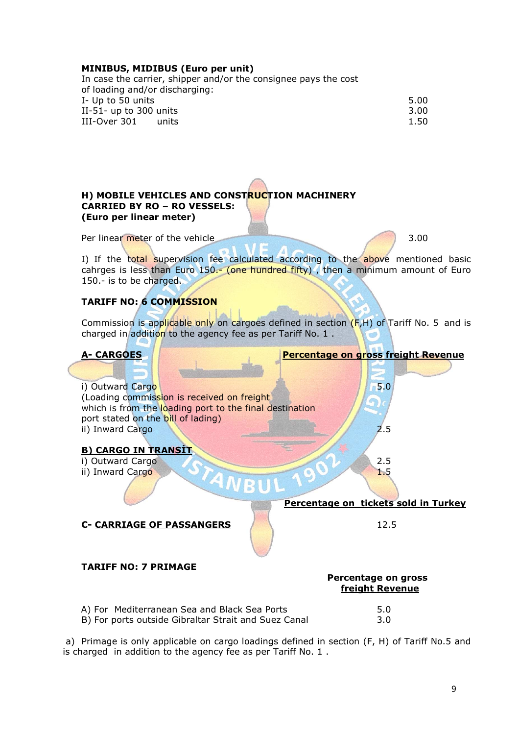**MINIBUS, MIDIBUS (Euro per unit)**

In case the carrier, shipper and/or the consignee pays the cost of loading and/or discharging:

| | |
|---|---|
| I- Up to 50 units | 5.00 |
| II-51- up to 300 units | 3.00 |
| III-Over 301 units | 1.50 |

**H) MOBILE VEHICLES AND CONSTRUCTION MACHINERY CARRIED BY RO – RO VESSELS:**
**(Euro per linear meter)**

| | |
|---|---|
| Per linear meter of the vehicle | 3.00 |

I) If the total supervision fee calculated according to the above mentioned basic cahrges is less than Euro 150.- (one hundred fifty) , then a minimum amount of Euro 150.- is to be charged.

## TARIFF NO: 6 COMMISSION

Commission is applicable only on cargoes defined in section (F,H) of Tariff No. 5 and is charged in addition to the agency fee as per Tariff No. 1 .

| <u>**A- CARGOES**</u> | <u>**Percentage on gross freight Revenue**</u> |
|---|---|
| i) Outward Cargo (Loading commission is received on freight which is from the loading port to the final destination port stated on the bill of lading) | 5.0 |
| ii) Inward Cargo | 2.5 |
| <u>**B) CARGO IN TRANSİT**</u> | |
| i) Outward Cargo | 2.5 |
| ii) Inward Cargo | 1.5 |
| | <u>**Percentage on tickets sold in Turkey**</u> |
| **C- <u>CARRIAGE OF PASSANGERS</u>** | 12.5 |

## TARIFF NO: 7 PRIMAGE

| | **Percentage on gross <u>freight Revenue</u>** |
|---|---|
| A) For Mediterranean Sea and Black Sea Ports | 5.0 |
| B) For ports outside Gibraltar Strait and Suez Canal | 3.0 |

a) Primage is only applicable on cargo loadings defined in section (F, H) of Tariff No.5 and is charged in addition to the agency fee as per Tariff No. 1 .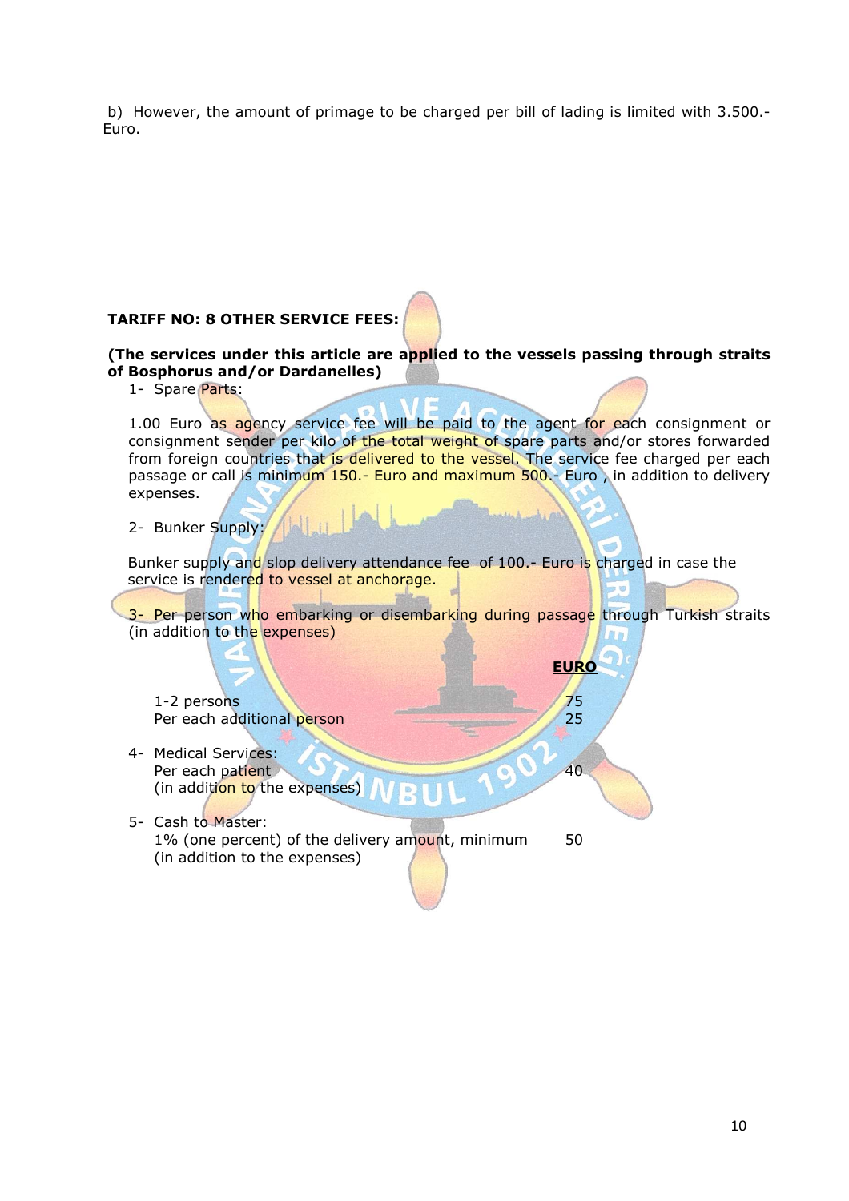b) However, the amount of primage to be charged per bill of lading is limited with 3.500.- Euro.

**TARIFF NO: 8 OTHER SERVICE FEES:**

**(The services under this article are applied to the vessels passing through straits of Bosphorus and/or Dardanelles)**

1- Spare Parts:

1.00 Euro as agency service fee will be paid to the agent for each consignment or consignment sender per kilo of the total weight of spare parts and/or stores forwarded from foreign countries that is delivered to the vessel. The service fee charged per each passage or call is minimum 150.- Euro and maximum 500.- Euro , in addition to delivery expenses.

2- Bunker Supply:

Bunker supply and slop delivery attendance fee of 100.- Euro is charged in case the service is rendered to vessel at anchorage.

3- Per person who embarking or disembarking during passage through Turkish straits (in addition to the expenses)

| | EURO |
|---|---|
| 1-2 persons | 75 |
| Per each additional person | 25 |

4- Medical Services:

| | |
|---|---|
| Per each patient<br>(in addition to the expenses) | 40 |

5- Cash to Master:

| | |
|---|---|
| 1% (one percent) of the delivery amount, minimum<br>(in addition to the expenses) | 50 |